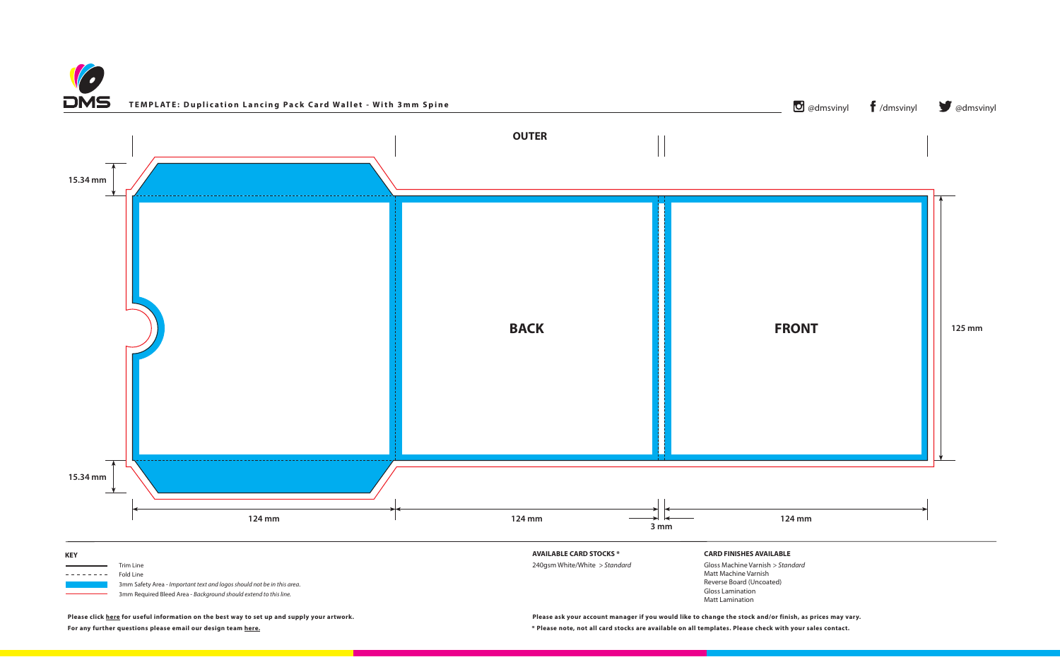# TEMPLATE: Duplication Lancing Pack Card Wallet - With 3mm Spine

@dmsvinyl /dmsvinyl @dmsvinyl

OUTER

15.34 mm

BACK

FRONT

125 mm

15.34 mm

124 mm 124 mm 3 mm 124 mm

**KEY**

- Trim Line
- Fold Line
- 3mm Safety Area - *Important text and logos should not be in this area.*
- 3mm Required Bleed Area - *Background should extend to this line.*

**AVAILABLE CARD STOCKS ***

240gsm White/White > *Standard*

**CARD FINISHES AVAILABLE**

Gloss Machine Varnish > *Standard*
Matt Machine Varnish
Reverse Board (Uncoated)
Gloss Lamination
Matt Lamination

**Please click here for useful information on the best way to set up and supply your artwork.**

**For any further questions please email our design team here.**

**Please ask your account manager if you would like to change the stock and/or finish, as prices may vary.**

**\* Please note, not all card stocks are available on all templates. Please check with your sales contact.**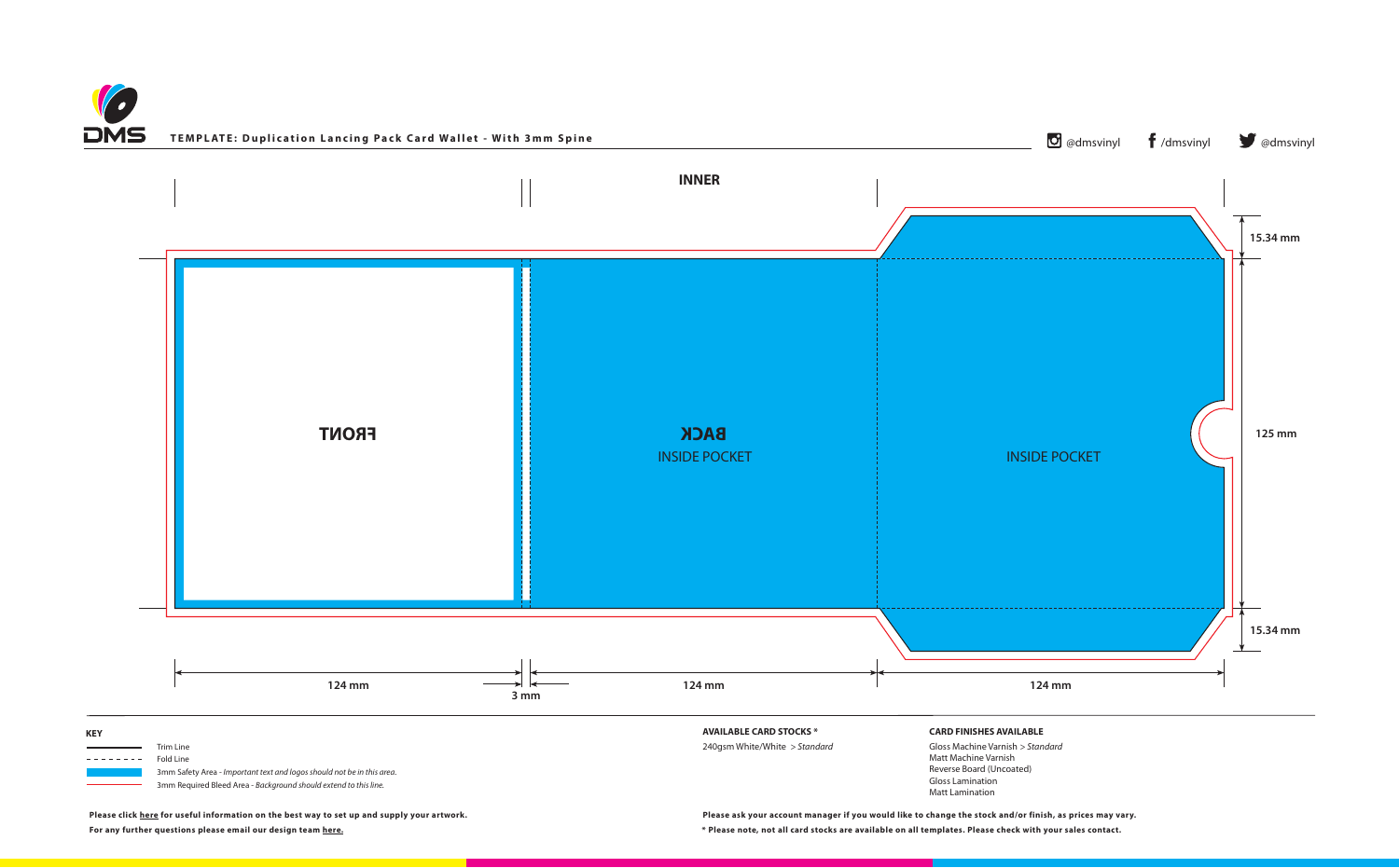**TEMPLATE: Duplication Lancing Pack Card Wallet - With 3mm Spine**

@dmsvinyl /dmsvinyl @dmsvinyl

INNER

FRONT

BACK

INSIDE POCKET

INSIDE POCKET

15.34 mm

125 mm

15.34 mm

124 mm

3 mm

124 mm

124 mm

**KEY**

- Trim Line
- Fold Line
- 3mm Safety Area - *Important text and logos should not be in this area.*
- 3mm Required Bleed Area - *Background should extend to this line.*

**AVAILABLE CARD STOCKS ***

240gsm White/White > *Standard*

**CARD FINISHES AVAILABLE**

Gloss Machine Varnish > *Standard*
Matt Machine Varnish
Reverse Board (Uncoated)
Gloss Lamination
Matt Lamination

**Please click here for useful information on the best way to set up and supply your artwork.**

**For any further questions please email our design team here.**

**Please ask your account manager if you would like to change the stock and/or finish, as prices may vary.**

*** Please note, not all card stocks are available on all templates. Please check with your sales contact.**